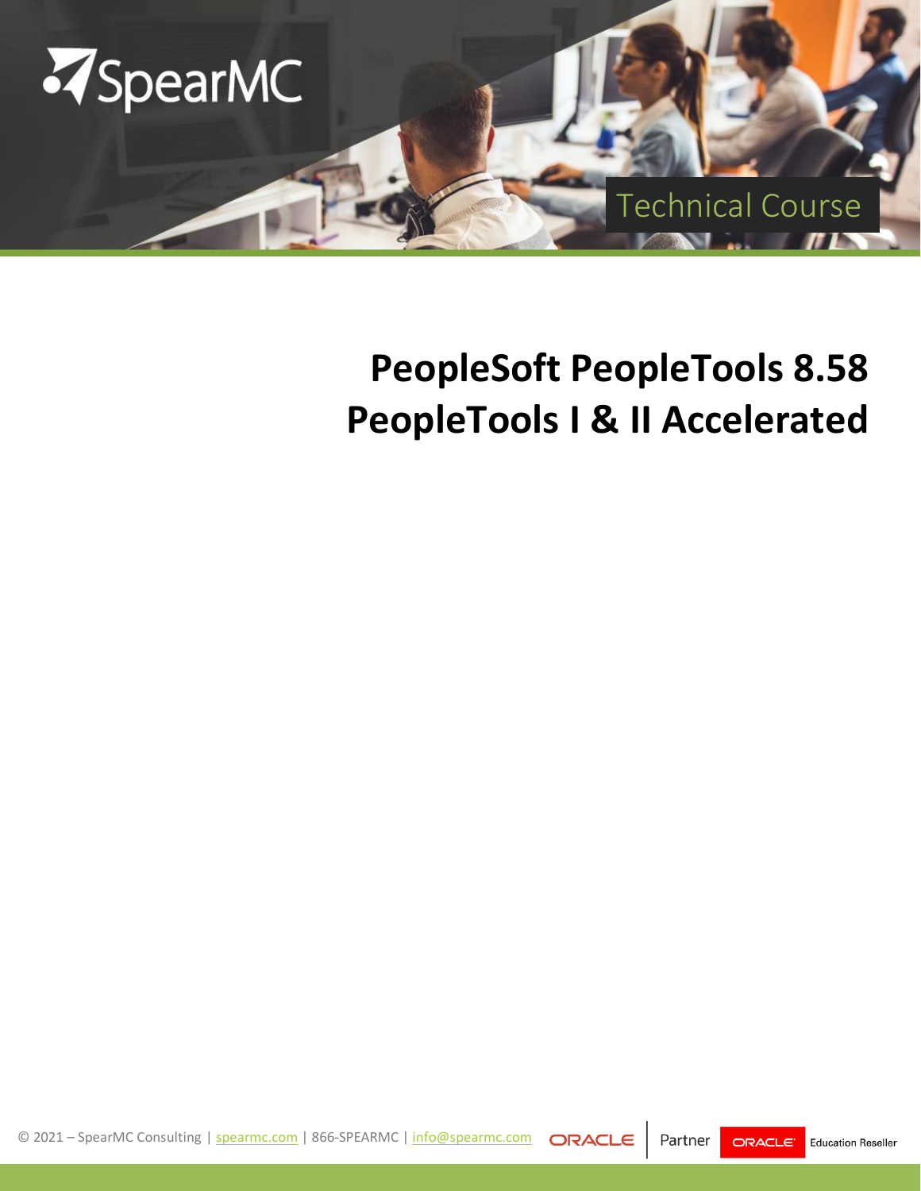SpearMC

Technical Course

# PeopleSoft PeopleTools 8.58
# PeopleTools I & II Accelerated

© 2021 – SpearMC Consulting | spearmc.com | 866-SPEARMC | info@spearmc.com ORACLE | Partner ORACLE Education Reseller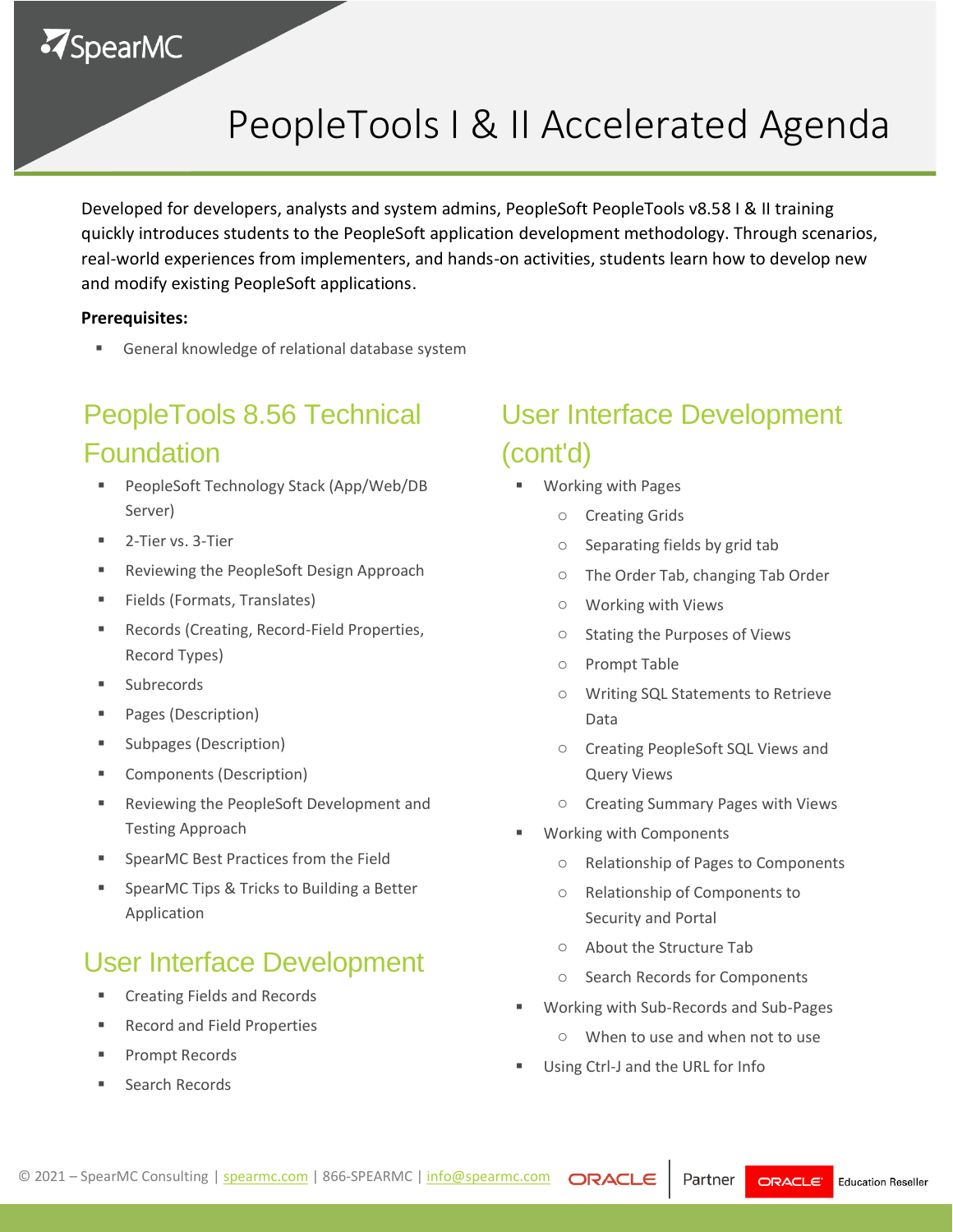# PeopleTools I & II Accelerated Agenda

Developed for developers, analysts and system admins, PeopleSoft PeopleTools v8.58 I & II training quickly introduces students to the PeopleSoft application development methodology. Through scenarios, real-world experiences from implementers, and hands-on activities, students learn how to develop new and modify existing PeopleSoft applications.

**Prerequisites:**

- General knowledge of relational database system

## PeopleTools 8.56 Technical Foundation

- PeopleSoft Technology Stack (App/Web/DB Server)
- 2-Tier vs. 3-Tier
- Reviewing the PeopleSoft Design Approach
- Fields (Formats, Translates)
- Records (Creating, Record-Field Properties, Record Types)
- Subrecords
- Pages (Description)
- Subpages (Description)
- Components (Description)
- Reviewing the PeopleSoft Development and Testing Approach
- SpearMC Best Practices from the Field
- SpearMC Tips & Tricks to Building a Better Application

## User Interface Development

- Creating Fields and Records
- Record and Field Properties
- Prompt Records
- Search Records

## User Interface Development (cont'd)

- Working with Pages
  - Creating Grids
  - Separating fields by grid tab
  - The Order Tab, changing Tab Order
  - Working with Views
  - Stating the Purposes of Views
  - Prompt Table
  - Writing SQL Statements to Retrieve Data
  - Creating PeopleSoft SQL Views and Query Views
  - Creating Summary Pages with Views
- Working with Components
  - Relationship of Pages to Components
  - Relationship of Components to Security and Portal
  - About the Structure Tab
  - Search Records for Components
- Working with Sub-Records and Sub-Pages
  - When to use and when not to use
- Using Ctrl-J and the URL for Info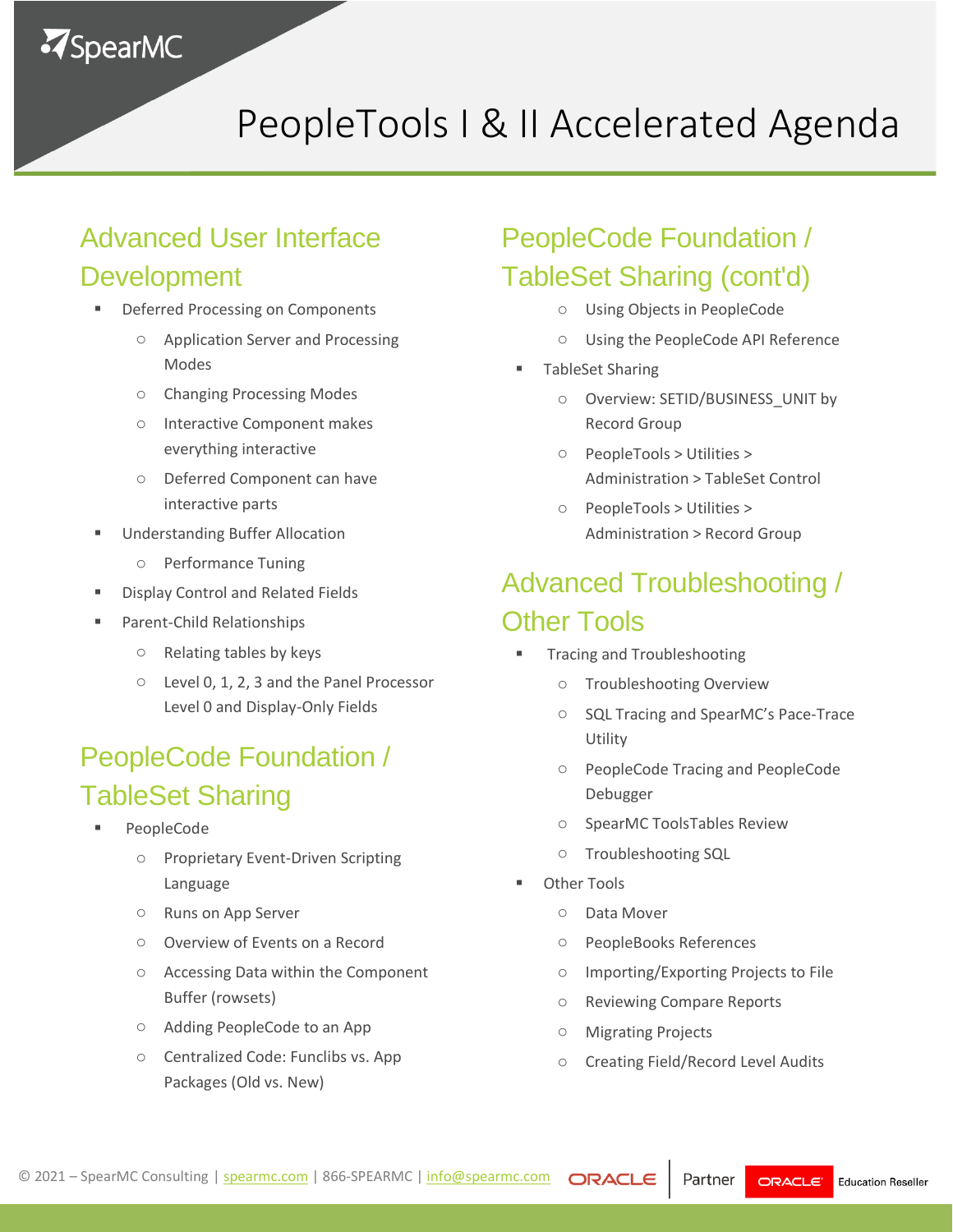# PeopleTools I & II Accelerated Agenda

## Advanced User Interface Development

- Deferred Processing on Components
    - Application Server and Processing Modes
    - Changing Processing Modes
    - Interactive Component makes everything interactive
    - Deferred Component can have interactive parts
- Understanding Buffer Allocation
    - Performance Tuning
- Display Control and Related Fields
- Parent-Child Relationships
    - Relating tables by keys
    - Level 0, 1, 2, 3 and the Panel Processor Level 0 and Display-Only Fields

## PeopleCode Foundation / TableSet Sharing

- PeopleCode
    - Proprietary Event-Driven Scripting Language
    - Runs on App Server
    - Overview of Events on a Record
    - Accessing Data within the Component Buffer (rowsets)
    - Adding PeopleCode to an App
    - Centralized Code: Funclibs vs. App Packages (Old vs. New)

## PeopleCode Foundation / TableSet Sharing (cont'd)

- Using Objects in PeopleCode
- Using the PeopleCode API Reference

- TableSet Sharing
    - Overview: SETID/BUSINESS_UNIT by Record Group
    - PeopleTools > Utilities > Administration > TableSet Control
    - PeopleTools > Utilities > Administration > Record Group

## Advanced Troubleshooting / Other Tools

- Tracing and Troubleshooting
    - Troubleshooting Overview
    - SQL Tracing and SpearMC's Pace-Trace Utility
    - PeopleCode Tracing and PeopleCode Debugger
    - SpearMC ToolsTables Review
    - Troubleshooting SQL
- Other Tools
    - Data Mover
    - PeopleBooks References
    - Importing/Exporting Projects to File
    - Reviewing Compare Reports
    - Migrating Projects
    - Creating Field/Record Level Audits

© 2021 – SpearMC Consulting | spearmc.com | 866-SPEARMC | info@spearmc.com ORACLE Partner ORACLE Education Reseller